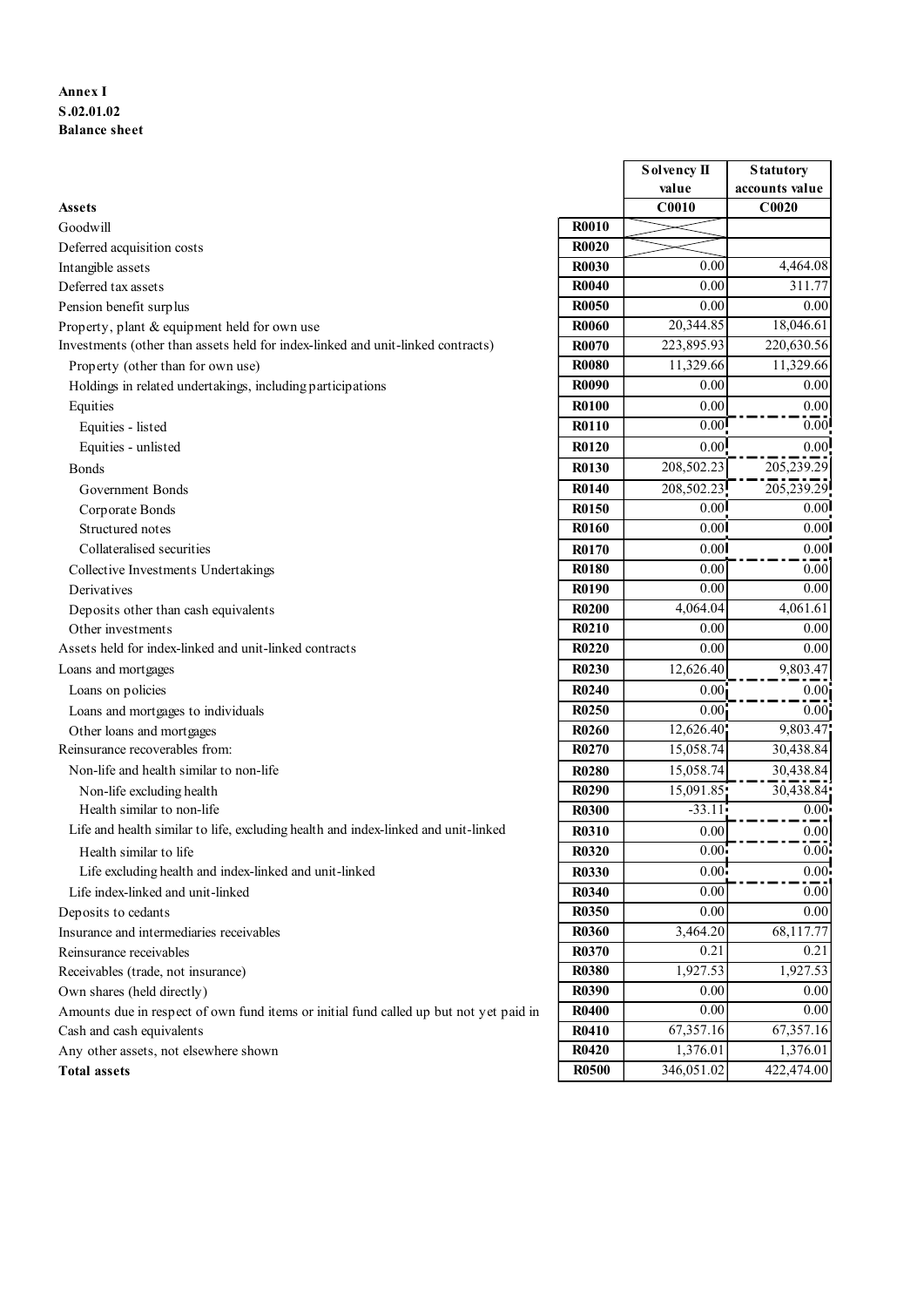**Annex I**
**S.02.01.02**
**Balance sheet**

| | | Solvency II value | Statutory accounts value |
|---|---|---|---|
| **Assets** | | **C0010** | **C0020** |
| Goodwill | **R0010** | | |
| Deferred acquisition costs | **R0020** | | |
| Intangible assets | **R0030** | 0.00 | 4,464.08 |
| Deferred tax assets | **R0040** | 0.00 | 311.77 |
| Pension benefit surplus | **R0050** | 0.00 | 0.00 |
| Property, plant & equipment held for own use | **R0060** | 20,344.85 | 18,046.61 |
| Investments (other than assets held for index-linked and unit-linked contracts) | **R0070** | 223,895.93 | 220,630.56 |
| Property (other than for own use) | **R0080** | 11,329.66 | 11,329.66 |
| Holdings in related undertakings, including participations | **R0090** | 0.00 | 0.00 |
| Equities | **R0100** | 0.00 | 0.00 |
| Equities - listed | **R0110** | 0.00 | 0.00 |
| Equities - unlisted | **R0120** | 0.00 | 0.00 |
| Bonds | **R0130** | 208,502.23 | 205,239.29 |
| Government Bonds | **R0140** | 208,502.23 | 205,239.29 |
| Corporate Bonds | **R0150** | 0.00 | 0.00 |
| Structured notes | **R0160** | 0.00 | 0.00 |
| Collateralised securities | **R0170** | 0.00 | 0.00 |
| Collective Investments Undertakings | **R0180** | 0.00 | 0.00 |
| Derivatives | **R0190** | 0.00 | 0.00 |
| Deposits other than cash equivalents | **R0200** | 4,064.04 | 4,061.61 |
| Other investments | **R0210** | 0.00 | 0.00 |
| Assets held for index-linked and unit-linked contracts | **R0220** | 0.00 | 0.00 |
| Loans and mortgages | **R0230** | 12,626.40 | 9,803.47 |
| Loans on policies | **R0240** | 0.00 | 0.00 |
| Loans and mortgages to individuals | **R0250** | 0.00 | 0.00 |
| Other loans and mortgages | **R0260** | 12,626.40 | 9,803.47 |
| Reinsurance recoverables from: | **R0270** | 15,058.74 | 30,438.84 |
| Non-life and health similar to non-life | **R0280** | 15,058.74 | 30,438.84 |
| Non-life excluding health | **R0290** | 15,091.85 | 30,438.84 |
| Health similar to non-life | **R0300** | -33.11 | 0.00 |
| Life and health similar to life, excluding health and index-linked and unit-linked | **R0310** | 0.00 | 0.00 |
| Health similar to life | **R0320** | 0.00 | 0.00 |
| Life excluding health and index-linked and unit-linked | **R0330** | 0.00 | 0.00 |
| Life index-linked and unit-linked | **R0340** | 0.00 | 0.00 |
| Deposits to cedants | **R0350** | 0.00 | 0.00 |
| Insurance and intermediaries receivables | **R0360** | 3,464.20 | 68,117.77 |
| Reinsurance receivables | **R0370** | 0.21 | 0.21 |
| Receivables (trade, not insurance) | **R0380** | 1,927.53 | 1,927.53 |
| Own shares (held directly) | **R0390** | 0.00 | 0.00 |
| Amounts due in respect of own fund items or initial fund called up but not yet paid in | **R0400** | 0.00 | 0.00 |
| Cash and cash equivalents | **R0410** | 67,357.16 | 67,357.16 |
| Any other assets, not elsewhere shown | **R0420** | 1,376.01 | 1,376.01 |
| **Total assets** | **R0500** | 346,051.02 | 422,474.00 |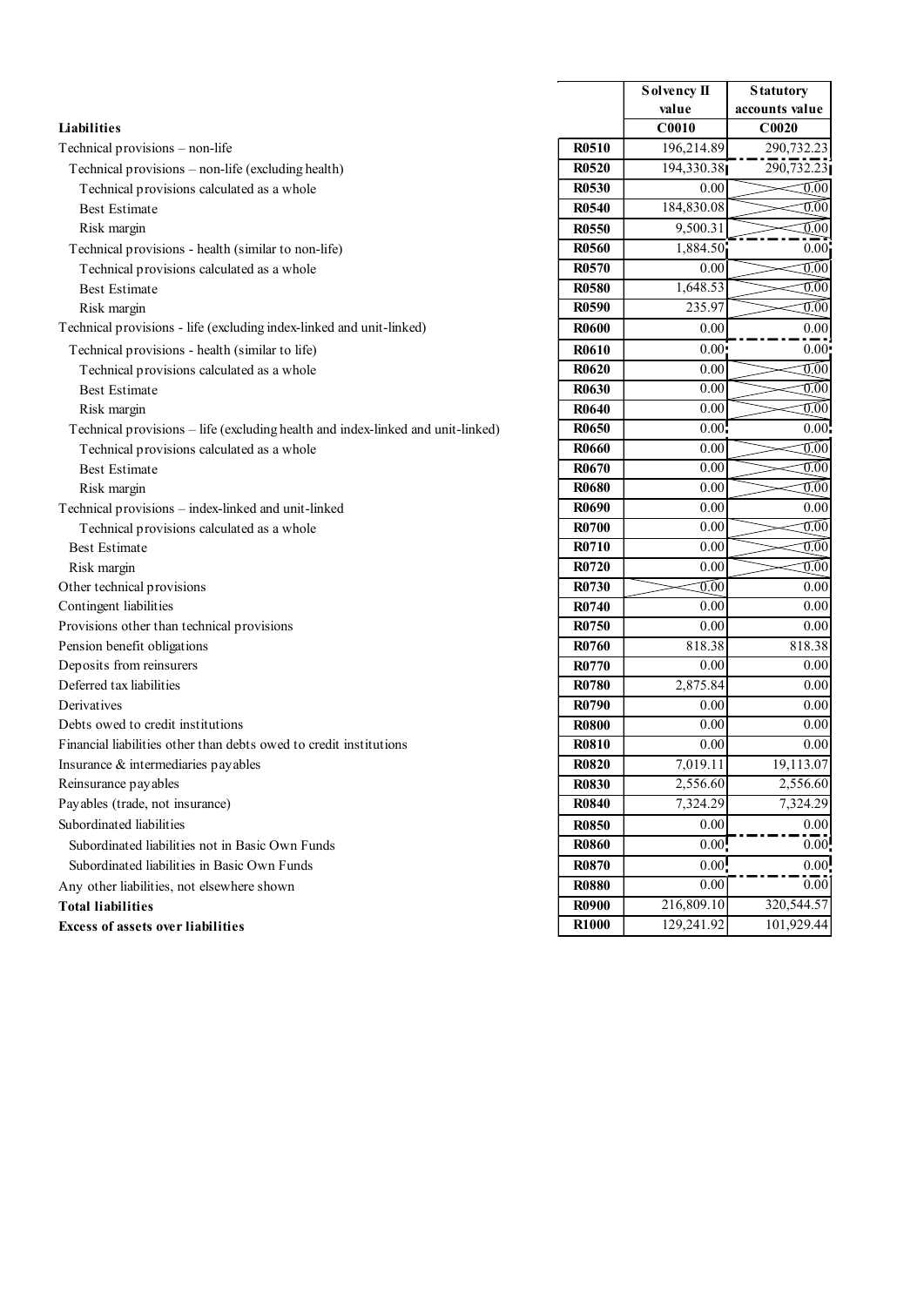| | | Solvency II value | Statutory accounts value |
|---|---|---|---|
| **Liabilities** | | **C0010** | **C0020** |
| Technical provisions – non-life | **R0510** | 196,214.89 | 290,732.23 |
| Technical provisions – non-life (excluding health) | **R0520** | 194,330.38 | 290,732.23 |
| Technical provisions calculated as a whole | **R0530** | 0.00 | 0.00 |
| Best Estimate | **R0540** | 184,830.08 | 0.00 |
| Risk margin | **R0550** | 9,500.31 | 0.00 |
| Technical provisions - health (similar to non-life) | **R0560** | 1,884.50 | 0.00 |
| Technical provisions calculated as a whole | **R0570** | 0.00 | 0.00 |
| Best Estimate | **R0580** | 1,648.53 | 0.00 |
| Risk margin | **R0590** | 235.97 | 0.00 |
| Technical provisions - life (excluding index-linked and unit-linked) | **R0600** | 0.00 | 0.00 |
| Technical provisions - health (similar to life) | **R0610** | 0.00 | 0.00 |
| Technical provisions calculated as a whole | **R0620** | 0.00 | 0.00 |
| Best Estimate | **R0630** | 0.00 | 0.00 |
| Risk margin | **R0640** | 0.00 | 0.00 |
| Technical provisions – life (excluding health and index-linked and unit-linked) | **R0650** | 0.00 | 0.00 |
| Technical provisions calculated as a whole | **R0660** | 0.00 | 0.00 |
| Best Estimate | **R0670** | 0.00 | 0.00 |
| Risk margin | **R0680** | 0.00 | 0.00 |
| Technical provisions – index-linked and unit-linked | **R0690** | 0.00 | 0.00 |
| Technical provisions calculated as a whole | **R0700** | 0.00 | 0.00 |
| Best Estimate | **R0710** | 0.00 | 0.00 |
| Risk margin | **R0720** | 0.00 | 0.00 |
| Other technical provisions | **R0730** | 0.00 | 0.00 |
| Contingent liabilities | **R0740** | 0.00 | 0.00 |
| Provisions other than technical provisions | **R0750** | 0.00 | 0.00 |
| Pension benefit obligations | **R0760** | 818.38 | 818.38 |
| Deposits from reinsurers | **R0770** | 0.00 | 0.00 |
| Deferred tax liabilities | **R0780** | 2,875.84 | 0.00 |
| Derivatives | **R0790** | 0.00 | 0.00 |
| Debts owed to credit institutions | **R0800** | 0.00 | 0.00 |
| Financial liabilities other than debts owed to credit institutions | **R0810** | 0.00 | 0.00 |
| Insurance & intermediaries payables | **R0820** | 7,019.11 | 19,113.07 |
| Reinsurance payables | **R0830** | 2,556.60 | 2,556.60 |
| Payables (trade, not insurance) | **R0840** | 7,324.29 | 7,324.29 |
| Subordinated liabilities | **R0850** | 0.00 | 0.00 |
| Subordinated liabilities not in Basic Own Funds | **R0860** | 0.00 | 0.00 |
| Subordinated liabilities in Basic Own Funds | **R0870** | 0.00 | 0.00 |
| Any other liabilities, not elsewhere shown | **R0880** | 0.00 | 0.00 |
| **Total liabilities** | **R0900** | 216,809.10 | 320,544.57 |
| **Excess of assets over liabilities** | **R1000** | 129,241.92 | 101,929.44 |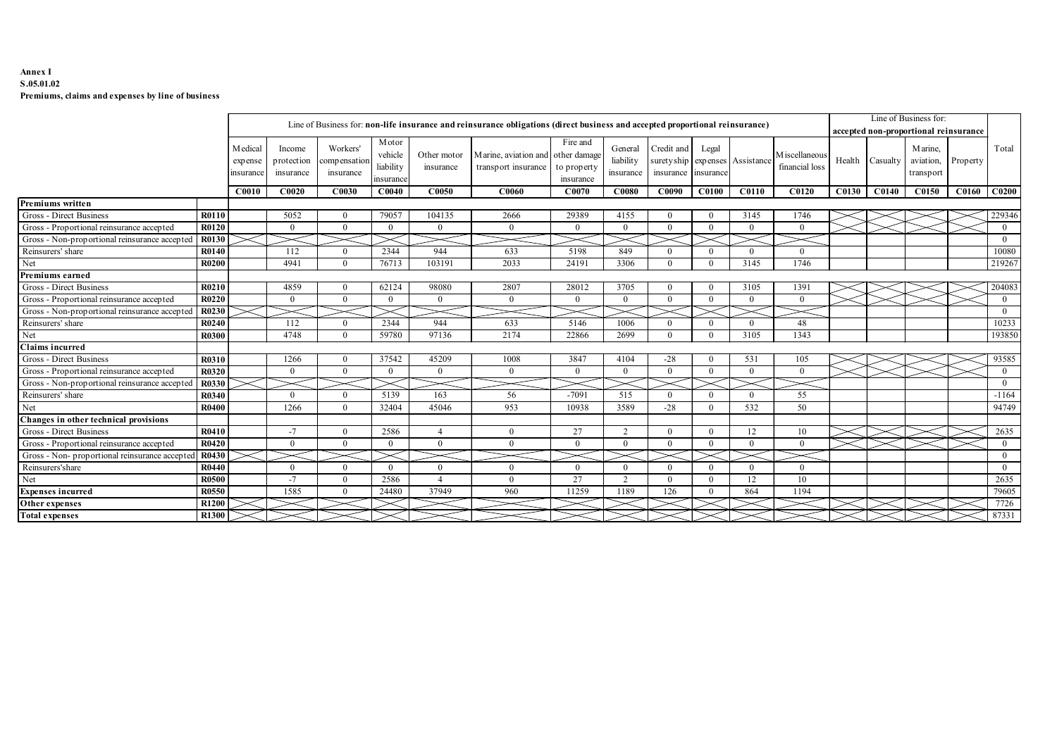**Annex I**
**S.05.01.02**
**Premiums, claims and expenses by line of business**

| | | Line of Business for: **non-life insurance and reinsurance obligations (direct business and accepted proportional reinsurance)** | | | | | | | | | | | | Line of Business for: **accepted non-proportional reinsurance** | | | | Total |
|---|---|---|---|---|---|---|---|---|---|---|---|---|---|---|---|---|---|---|
| | | Medical expense insurance | Income protection insurance | Workers' compensation insurance | Motor vehicle liability insurance | Other motor insurance | Marine, aviation and transport insurance | Fire and other damage to property insurance | General liability insurance | Credit and suretyship insurance | Legal expenses insurance | Assistance | Miscellaneous financial loss | Health | Casualty | Marine, aviation, transport | Property | Total |
| | | **C0010** | **C0020** | **C0030** | **C0040** | **C0050** | **C0060** | **C0070** | **C0080** | **C0090** | **C0100** | **C0110** | **C0120** | **C0130** | **C0140** | **C0150** | **C0160** | **C0200** |
| **Premiums written** | | | | | | | | | | | | | | | | | | |
| Gross - Direct Business | **R0110** | | 5052 | 0 | 79057 | 104135 | 2666 | 29389 | 4155 | 0 | 0 | 3145 | 1746 | | | | | 229346 |
| Gross - Proportional reinsurance accepted | **R0120** | | 0 | 0 | 0 | 0 | 0 | 0 | 0 | 0 | 0 | 0 | 0 | | | | | 0 |
| Gross - Non-proportional reinsurance accepted | **R0130** | | | | | | | | | | | | | | | | | 0 |
| Reinsurers' share | **R0140** | | 112 | 0 | 2344 | 944 | 633 | 5198 | 849 | 0 | 0 | 0 | 0 | | | | | 10080 |
| Net | **R0200** | | 4941 | 0 | 76713 | 103191 | 2033 | 24191 | 3306 | 0 | 0 | 3145 | 1746 | | | | | 219267 |
| **Premiums earned** | | | | | | | | | | | | | | | | | | |
| Gross - Direct Business | **R0210** | | 4859 | 0 | 62124 | 98080 | 2807 | 28012 | 3705 | 0 | 0 | 3105 | 1391 | | | | | 204083 |
| Gross - Proportional reinsurance accepted | **R0220** | | 0 | 0 | 0 | 0 | 0 | 0 | 0 | 0 | 0 | 0 | 0 | | | | | 0 |
| Gross - Non-proportional reinsurance accepted | **R0230** | | | | | | | | | | | | | | | | | 0 |
| Reinsurers' share | **R0240** | | 112 | 0 | 2344 | 944 | 633 | 5146 | 1006 | 0 | 0 | 0 | 48 | | | | | 10233 |
| Net | **R0300** | | 4748 | 0 | 59780 | 97136 | 2174 | 22866 | 2699 | 0 | 0 | 3105 | 1343 | | | | | 193850 |
| **Claims incurred** | | | | | | | | | | | | | | | | | | |
| Gross - Direct Business | **R0310** | | 1266 | 0 | 37542 | 45209 | 1008 | 3847 | 4104 | -28 | 0 | 531 | 105 | | | | | 93585 |
| Gross - Proportional reinsurance accepted | **R0320** | | 0 | 0 | 0 | 0 | 0 | 0 | 0 | 0 | 0 | 0 | 0 | | | | | 0 |
| Gross - Non-proportional reinsurance accepted | **R0330** | | | | | | | | | | | | | | | | | 0 |
| Reinsurers' share | **R0340** | | 0 | 0 | 5139 | 163 | 56 | -7091 | 515 | 0 | 0 | 0 | 55 | | | | | -1164 |
| Net | **R0400** | | 1266 | 0 | 32404 | 45046 | 953 | 10938 | 3589 | -28 | 0 | 532 | 50 | | | | | 94749 |
| **Changes in other technical provisions** | | | | | | | | | | | | | | | | | | |
| Gross - Direct Business | **R0410** | | -7 | 0 | 2586 | 4 | 0 | 27 | 2 | 0 | 0 | 12 | 10 | | | | | 2635 |
| Gross - Proportional reinsurance accepted | **R0420** | | 0 | 0 | 0 | 0 | 0 | 0 | 0 | 0 | 0 | 0 | 0 | | | | | 0 |
| Gross - Non- proportional reinsurance accepted | **R0430** | | | | | | | | | | | | | | | | | 0 |
| Reinsurers'share | **R0440** | | 0 | 0 | 0 | 0 | 0 | 0 | 0 | 0 | 0 | 0 | 0 | | | | | 0 |
| Net | **R0500** | | -7 | 0 | 2586 | 4 | 0 | 27 | 2 | 0 | 0 | 12 | 10 | | | | | 2635 |
| **Expenses incurred** | **R0550** | | 1585 | 0 | 24480 | 37949 | 960 | 11259 | 1189 | 126 | 0 | 864 | 1194 | | | | | 79605 |
| **Other expenses** | **R1200** | | | | | | | | | | | | | | | | | 7726 |
| **Total expenses** | **R1300** | | | | | | | | | | | | | | | | | 87331 |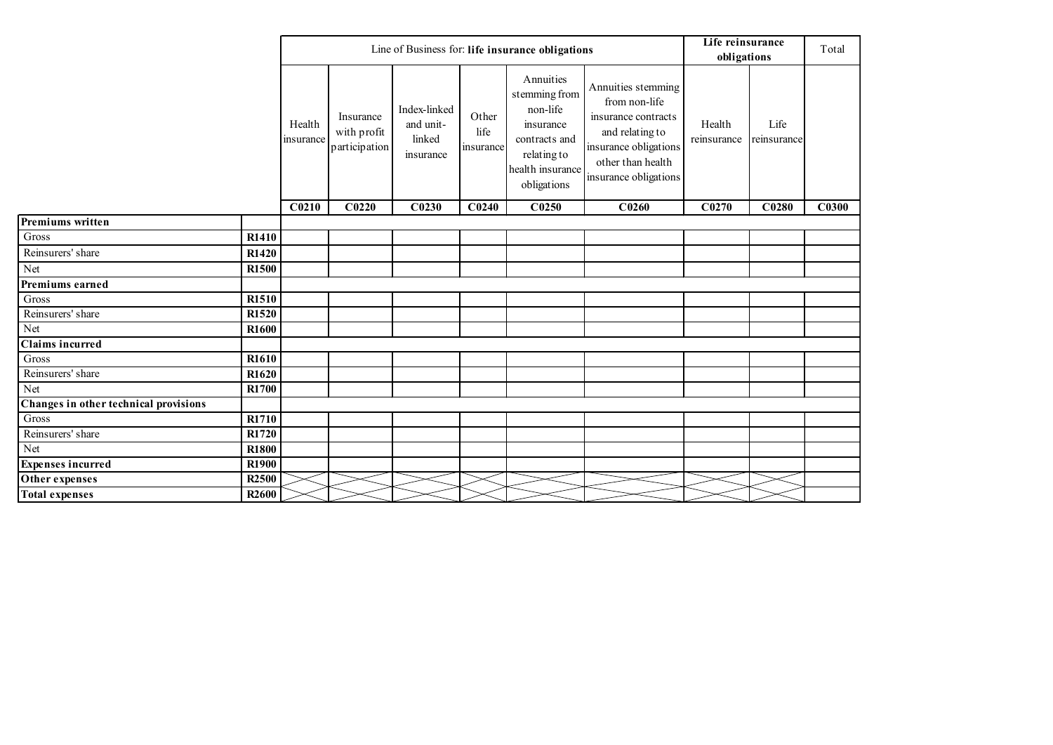| | | Line of Business for: **life insurance obligations** | | | | | | **Life reinsurance obligations** | | Total |
|---|---|---|---|---|---|---|---|---|---|---|
| | | Health insurance | Insurance with profit participation | Index-linked and unit-linked insurance | Other life insurance | Annuities stemming from non-life insurance contracts and relating to health insurance obligations | Annuities stemming from non-life insurance contracts and relating to insurance obligations other than health insurance obligations | Health reinsurance | Life reinsurance | |
| | | **C0210** | **C0220** | **C0230** | **C0240** | **C0250** | **C0260** | **C0270** | **C0280** | **C0300** |
| **Premiums written** | | | | | | | | | | |
| Gross | **R1410** | | | | | | | | | |
| Reinsurers' share | **R1420** | | | | | | | | | |
| Net | **R1500** | | | | | | | | | |
| **Premiums earned** | | | | | | | | | | |
| Gross | **R1510** | | | | | | | | | |
| Reinsurers' share | **R1520** | | | | | | | | | |
| Net | **R1600** | | | | | | | | | |
| **Claims incurred** | | | | | | | | | | |
| Gross | **R1610** | | | | | | | | | |
| Reinsurers' share | **R1620** | | | | | | | | | |
| Net | **R1700** | | | | | | | | | |
| **Changes in other technical provisions** | | | | | | | | | | |
| Gross | **R1710** | | | | | | | | | |
| Reinsurers' share | **R1720** | | | | | | | | | |
| Net | **R1800** | | | | | | | | | |
| **Expenses incurred** | **R1900** | | | | | | | | | |
| **Other expenses** | **R2500** | | | | | | | | | |
| **Total expenses** | **R2600** | | | | | | | | | |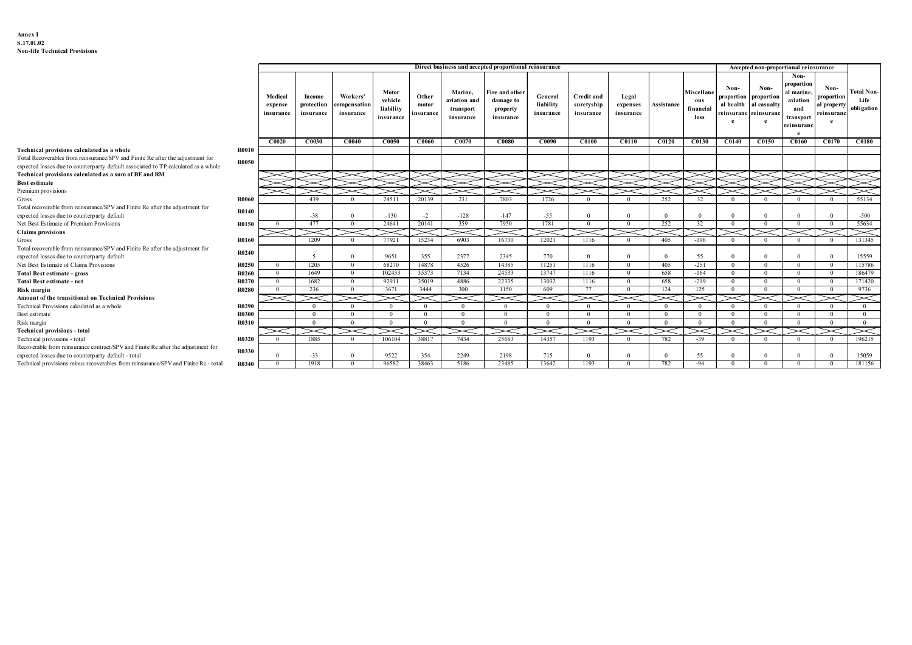**Annex I**
**S.17.01.02**
**Non-life Technical Provisions**

| | | Direct business and accepted proportional reinsurance | | | | | | | | | | | | Accepted non-proportional reinsurance | | | | |
|---|---|---|---|---|---|---|---|---|---|---|---|---|---|---|---|---|---|---|
| | | Medical expense insurance | Income protection insurance | Workers' compensation insurance | Motor vehicle liability insurance | Other motor insurance | Marine, aviation and transport insurance | Fire and other damage to property insurance | General liability insurance | Credit and suretyship insurance | Legal expenses insurance | Assistance | Miscellaneous financial loss | Non-proportional health reinsurance | Non-proportional casualty reinsurance | Non-proportional marine, aviation and transport reinsurance | Non-proportional property reinsurance | Total Non-Life obligation |
| | | C0020 | C0030 | C0040 | C0050 | C0060 | C0070 | C0080 | C0090 | C0100 | C0110 | C0120 | C0130 | C0140 | C0150 | C0160 | C0170 | C0180 |
| **Technical provisions calculated as a whole** | R0010 | | | | | | | | | | | | | | | | | |
| Total Recoverables from reinsurance/SPV and Finite Re after the adjustment for expected losses due to counterparty default associated to TP calculated as a whole | R0050 | | | | | | | | | | | | | | | | | |
| **Technical provisions calculated as a sum of BE and RM** | | | | | | | | | | | | | | | | | | |
| **Best estimate** | | | | | | | | | | | | | | | | | | |
| Premium provisions | | | | | | | | | | | | | | | | | | |
| Gross | R0060 | | 439 | 0 | 24511 | 20139 | 231 | 7803 | 1726 | 0 | 0 | 252 | 32 | 0 | 0 | 0 | 0 | 55134 |
| Total recoverable from reinsurance/SPV and Finite Re after the adjustment for expected losses due to counterparty default | R0140 | | -38 | 0 | -130 | -2 | -128 | -147 | -55 | 0 | 0 | 0 | 0 | 0 | 0 | 0 | 0 | -500 |
| Net Best Estimate of Premium Provisions | R0150 | 0 | 477 | 0 | 24641 | 20141 | 359 | 7950 | 1781 | 0 | 0 | 252 | 32 | 0 | 0 | 0 | 0 | 55634 |
| **Claims provisions** | | | | | | | | | | | | | | | | | | |
| Gross | R0160 | | 1209 | 0 | 77921 | 15234 | 6903 | 16730 | 12021 | 1116 | 0 | 405 | -196 | 0 | 0 | 0 | 0 | 131345 |
| Total recoverable from reinsurance/SPV and Finite Re after the adjustment for expected losses due to counterparty default | R0240 | | 5 | 0 | 9651 | 355 | 2377 | 2345 | 770 | 0 | 0 | 0 | 55 | 0 | 0 | 0 | 0 | 15559 |
| Net Best Estimate of Claims Provisions | R0250 | 0 | 1205 | 0 | 68270 | 14878 | 4526 | 14385 | 11251 | 1116 | 0 | 405 | -251 | 0 | 0 | 0 | 0 | 115786 |
| **Total Best estimate - gross** | R0260 | 0 | 1649 | 0 | 102433 | 35373 | 7134 | 24533 | 13747 | 1116 | 0 | 658 | -164 | 0 | 0 | 0 | 0 | 186479 |
| **Total Best estimate - net** | R0270 | 0 | 1682 | 0 | 92911 | 35019 | 4886 | 22335 | 13032 | 1116 | 0 | 658 | -219 | 0 | 0 | 0 | 0 | 171420 |
| **Risk margin** | R0280 | 0 | 236 | 0 | 3671 | 3444 | 300 | 1150 | 609 | 77 | 0 | 124 | 125 | 0 | 0 | 0 | 0 | 9736 |
| **Amount of the transitional on Technical Provisions** | | | | | | | | | | | | | | | | | | |
| Technical Provisions calculated as a whole | R0290 | | 0 | 0 | 0 | 0 | 0 | 0 | 0 | 0 | 0 | 0 | 0 | 0 | 0 | 0 | 0 | 0 |
| Best estimate | R0300 | | 0 | 0 | 0 | 0 | 0 | 0 | 0 | 0 | 0 | 0 | 0 | 0 | 0 | 0 | 0 | 0 |
| Risk margin | R0310 | | 0 | 0 | 0 | 0 | 0 | 0 | 0 | 0 | 0 | 0 | 0 | 0 | 0 | 0 | 0 | 0 |
| **Technical provisions - total** | | | | | | | | | | | | | | | | | | |
| Technical provisions - total | R0320 | 0 | 1885 | 0 | 106104 | 38817 | 7434 | 25683 | 14357 | 1193 | 0 | 782 | -39 | 0 | 0 | 0 | 0 | 196215 |
| Recoverable from reinsurance contract/SPV and Finite Re after the adjustment for expected losses due to counterparty default - total | R0330 | 0 | -33 | 0 | 9522 | 354 | 2249 | 2198 | 715 | 0 | 0 | 0 | 55 | 0 | 0 | 0 | 0 | 15059 |
| Technical provisions minus recoverables from reinsurance/SPV and Finite Re - total | R0340 | 0 | 1918 | 0 | 96582 | 38463 | 5186 | 23485 | 13642 | 1193 | 0 | 782 | -94 | 0 | 0 | 0 | 0 | 181156 |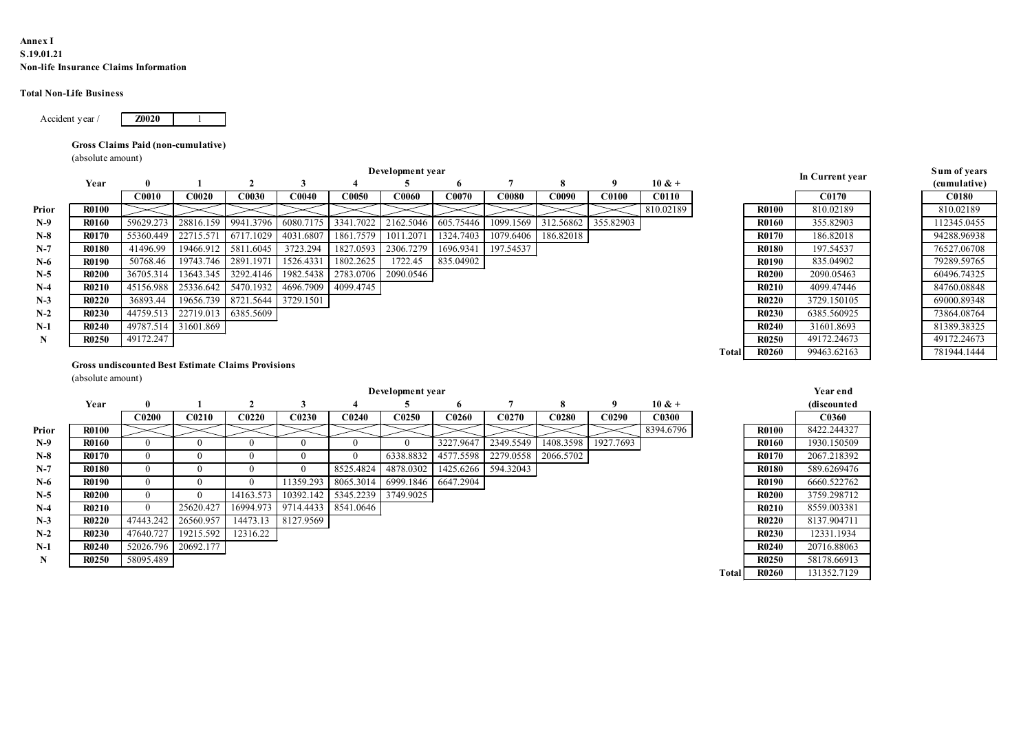**Annex I**
**S.19.01.21**
**Non-life Insurance Claims Information**

**Total Non-Life Business**

| Accident year / | Z0020 | 1 |
|---|---|---|

**Gross Claims Paid (non-cumulative)**
(absolute amount)

| | Year | 0 | 1 | 2 | 3 | 4 | 5 | 6 | 7 | 8 | 9 | 10 & + | | | In Current year | Sum of years (cumulative) |
|---|---|---|---|---|---|---|---|---|---|---|---|---|---|---|---|---|
| | | C0010 | C0020 | C0030 | C0040 | C0050 | C0060 | C0070 | C0080 | C0090 | C0100 | C0110 | | | C0170 | C0180 |
| Prior | R0100 | | | | | | | | | | | 810.02189 | | R0100 | 810.02189 | 810.02189 |
| N-9 | R0160 | 59629.273 | 28816.159 | 9941.3796 | 6080.7175 | 3341.7022 | 2162.5046 | 605.75446 | 1099.1569 | 312.56862 | 355.82903 | | | R0160 | 355.82903 | 112345.0455 |
| N-8 | R0170 | 55360.449 | 22715.571 | 6717.1029 | 4031.6807 | 1861.7579 | 1011.2071 | 1324.7403 | 1079.6406 | 186.82018 | | | | R0170 | 186.82018 | 94288.96938 |
| N-7 | R0180 | 41496.99 | 19466.912 | 5811.6045 | 3723.294 | 1827.0593 | 2306.7279 | 1696.9341 | 197.54537 | | | | | R0180 | 197.54537 | 76527.06708 |
| N-6 | R0190 | 50768.46 | 19743.746 | 2891.1971 | 1526.4331 | 1802.2625 | 1722.45 | 835.04902 | | | | | | R0190 | 835.04902 | 79289.59765 |
| N-5 | R0200 | 36705.314 | 13643.345 | 3292.4146 | 1982.5438 | 2783.0706 | 2090.0546 | | | | | | | R0200 | 2090.05463 | 60496.74325 |
| N-4 | R0210 | 45156.988 | 25336.642 | 5470.1932 | 4696.7909 | 4099.4745 | | | | | | | | R0210 | 4099.47446 | 84760.08848 |
| N-3 | R0220 | 36893.44 | 19656.739 | 8721.5644 | 3729.1501 | | | | | | | | | R0220 | 3729.150105 | 69000.89348 |
| N-2 | R0230 | 44759.513 | 22719.013 | 6385.5609 | | | | | | | | | | R0230 | 6385.560925 | 73864.08764 |
| N-1 | R0240 | 49787.514 | 31601.869 | | | | | | | | | | | R0240 | 31601.8693 | 81389.38325 |
| N | R0250 | 49172.247 | | | | | | | | | | | | R0250 | 49172.24673 | 49172.24673 |
| | | | | | | | | | | | | | Total | R0260 | 99463.62163 | 781944.1444 |

**Gross undiscounted Best Estimate Claims Provisions**
(absolute amount)

| | Year | 0 | 1 | 2 | 3 | 4 | 5 | 6 | 7 | 8 | 9 | 10 & + | | | Year end (discounted |
|---|---|---|---|---|---|---|---|---|---|---|---|---|---|---|---|
| | | C0200 | C0210 | C0220 | C0230 | C0240 | C0250 | C0260 | C0270 | C0280 | C0290 | C0300 | | | C0360 |
| Prior | R0100 | | | | | | | | | | | 8394.6796 | | R0100 | 8422.244327 |
| N-9 | R0160 | 0 | 0 | 0 | 0 | 0 | 0 | 3227.9647 | 2349.5549 | 1408.3598 | 1927.7693 | | | R0160 | 1930.150509 |
| N-8 | R0170 | 0 | 0 | 0 | 0 | 0 | 6338.8832 | 4577.5598 | 2279.0558 | 2066.5702 | | | | R0170 | 2067.218392 |
| N-7 | R0180 | 0 | 0 | 0 | 0 | 8525.4824 | 4878.0302 | 1425.6266 | 594.32043 | | | | | R0180 | 589.6269476 |
| N-6 | R0190 | 0 | 0 | 0 | 11359.293 | 8065.3014 | 6999.1846 | 6647.2904 | | | | | | R0190 | 6660.522762 |
| N-5 | R0200 | 0 | 0 | 14163.573 | 10392.142 | 5345.2239 | 3749.9025 | | | | | | | R0200 | 3759.298712 |
| N-4 | R0210 | 0 | 25620.427 | 16994.973 | 9714.4433 | 8541.0646 | | | | | | | | R0210 | 8559.003381 |
| N-3 | R0220 | 47443.242 | 26560.957 | 14473.13 | 8127.9569 | | | | | | | | | R0220 | 8137.904711 |
| N-2 | R0230 | 47640.727 | 19215.592 | 12316.22 | | | | | | | | | | R0230 | 12331.1934 |
| N-1 | R0240 | 52026.796 | 20692.177 | | | | | | | | | | | R0240 | 20716.88063 |
| N | R0250 | 58095.489 | | | | | | | | | | | | R0250 | 58178.66913 |
| | | | | | | | | | | | | | Total | R0260 | 131352.7129 |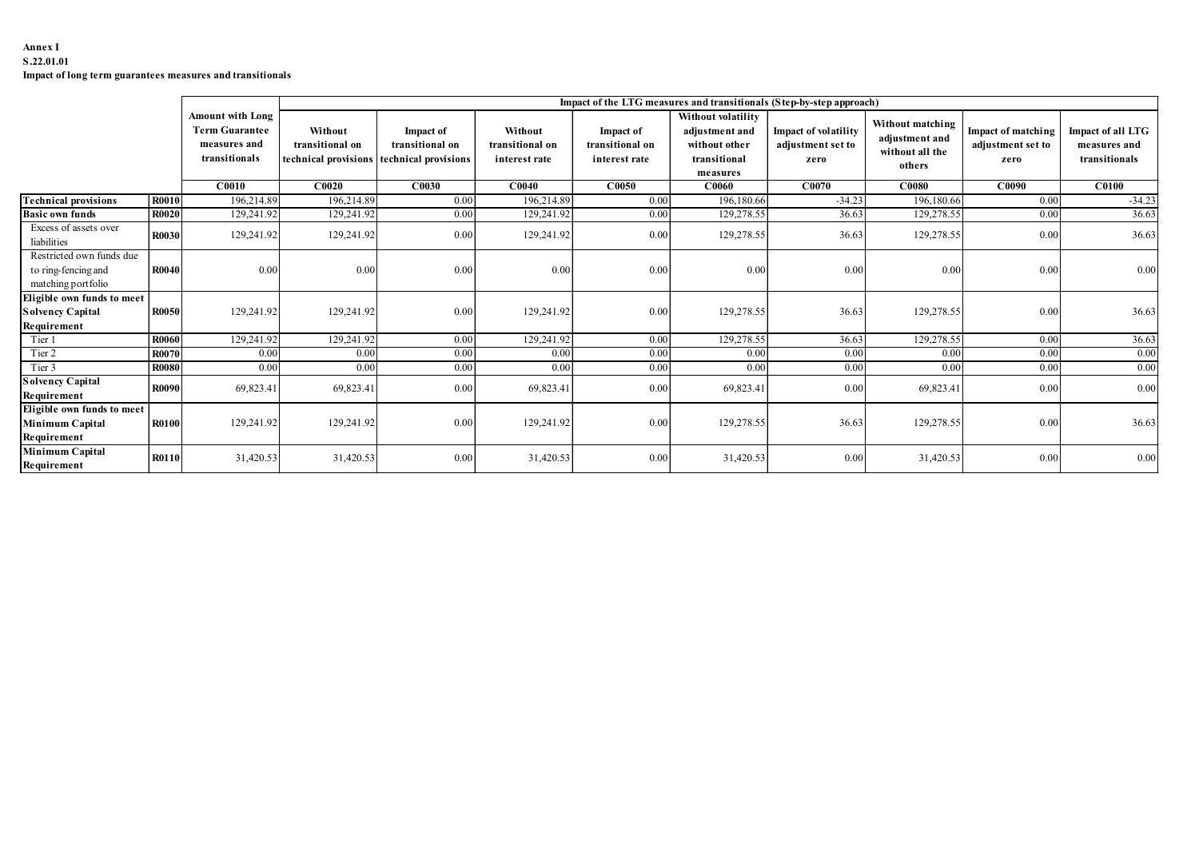**Annex I**
**S.22.01.01**
**Impact of long term guarantees measures and transitionals**

| | | Amount with Long Term Guarantee measures and transitionals | Impact of the LTG measures and transitionals (Step-by-step approach) | | | | | | | | |
|---|---|---|---|---|---|---|---|---|---|---|---|
| | | | Without transitional on technical provisions | Impact of transitional on technical provisions | Without transitional on interest rate | Impact of transitional on interest rate | Without volatility adjustment and without other transitional measures | Impact of volatility adjustment set to zero | Without matching adjustment and without all the others | Impact of matching adjustment set to zero | Impact of all LTG measures and transitionals |
| | | C0010 | C0020 | C0030 | C0040 | C0050 | C0060 | C0070 | C0080 | C0090 | C0100 |
| **Technical provisions** | **R0010** | 196,214.89 | 196,214.89 | 0.00 | 196,214.89 | 0.00 | 196,180.66 | -34.23 | 196,180.66 | 0.00 | -34.23 |
| **Basic own funds** | **R0020** | 129,241.92 | 129,241.92 | 0.00 | 129,241.92 | 0.00 | 129,278.55 | 36.63 | 129,278.55 | 0.00 | 36.63 |
| Excess of assets over liabilities | **R0030** | 129,241.92 | 129,241.92 | 0.00 | 129,241.92 | 0.00 | 129,278.55 | 36.63 | 129,278.55 | 0.00 | 36.63 |
| Restricted own funds due to ring-fencing and matching portfolio | **R0040** | 0.00 | 0.00 | 0.00 | 0.00 | 0.00 | 0.00 | 0.00 | 0.00 | 0.00 | 0.00 |
| **Eligible own funds to meet Solvency Capital Requirement** | **R0050** | 129,241.92 | 129,241.92 | 0.00 | 129,241.92 | 0.00 | 129,278.55 | 36.63 | 129,278.55 | 0.00 | 36.63 |
| Tier 1 | **R0060** | 129,241.92 | 129,241.92 | 0.00 | 129,241.92 | 0.00 | 129,278.55 | 36.63 | 129,278.55 | 0.00 | 36.63 |
| Tier 2 | **R0070** | 0.00 | 0.00 | 0.00 | 0.00 | 0.00 | 0.00 | 0.00 | 0.00 | 0.00 | 0.00 |
| Tier 3 | **R0080** | 0.00 | 0.00 | 0.00 | 0.00 | 0.00 | 0.00 | 0.00 | 0.00 | 0.00 | 0.00 |
| **Solvency Capital Requirement** | **R0090** | 69,823.41 | 69,823.41 | 0.00 | 69,823.41 | 0.00 | 69,823.41 | 0.00 | 69,823.41 | 0.00 | 0.00 |
| **Eligible own funds to meet Minimum Capital Requirement** | **R0100** | 129,241.92 | 129,241.92 | 0.00 | 129,241.92 | 0.00 | 129,278.55 | 36.63 | 129,278.55 | 0.00 | 36.63 |
| **Minimum Capital Requirement** | **R0110** | 31,420.53 | 31,420.53 | 0.00 | 31,420.53 | 0.00 | 31,420.53 | 0.00 | 31,420.53 | 0.00 | 0.00 |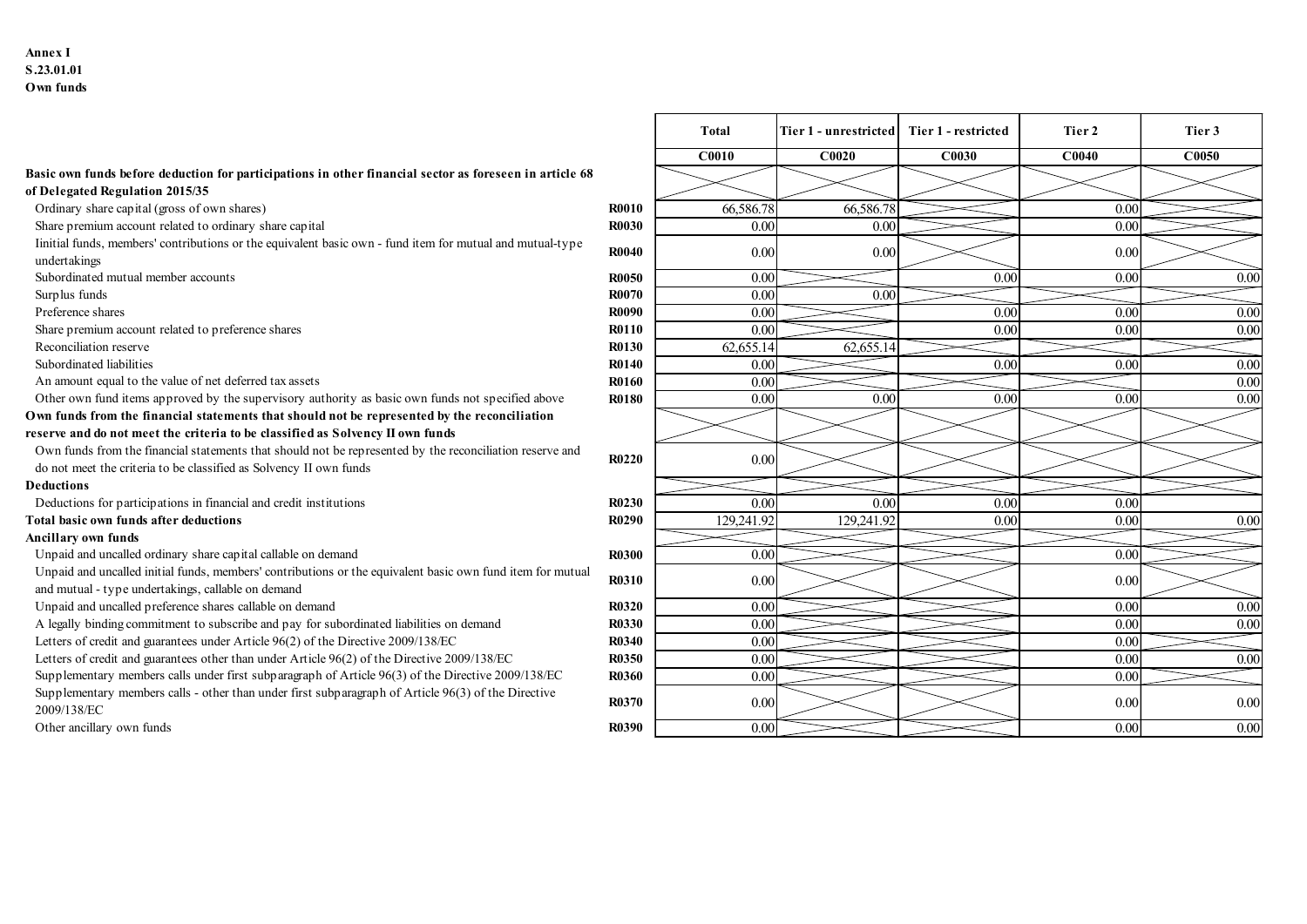**Annex I**
**S.23.01.01**
**Own funds**

| | | Total | Tier 1 - unrestricted | Tier 1 - restricted | Tier 2 | Tier 3 |
|---|---|---|---|---|---|---|
| | | C0010 | C0020 | C0030 | C0040 | C0050 |
| **Basic own funds before deduction for participations in other financial sector as foreseen in article 68 of Delegated Regulation 2015/35** | | | | | | |
| Ordinary share capital (gross of own shares) | R0010 | 66,586.78 | 66,586.78 | | 0.00 | |
| Share premium account related to ordinary share capital | R0030 | 0.00 | 0.00 | | 0.00 | |
| Iinitial funds, members' contributions or the equivalent basic own - fund item for mutual and mutual-type undertakings | R0040 | 0.00 | 0.00 | | 0.00 | |
| Subordinated mutual member accounts | R0050 | 0.00 | | 0.00 | 0.00 | 0.00 |
| Surplus funds | R0070 | 0.00 | 0.00 | | | |
| Preference shares | R0090 | 0.00 | | 0.00 | 0.00 | 0.00 |
| Share premium account related to preference shares | R0110 | 0.00 | | 0.00 | 0.00 | 0.00 |
| Reconciliation reserve | R0130 | 62,655.14 | 62,655.14 | | | |
| Subordinated liabilities | R0140 | 0.00 | | 0.00 | 0.00 | 0.00 |
| An amount equal to the value of net deferred tax assets | R0160 | 0.00 | | | | 0.00 |
| Other own fund items approved by the supervisory authority as basic own funds not specified above | R0180 | 0.00 | 0.00 | 0.00 | 0.00 | 0.00 |
| **Own funds from the financial statements that should not be represented by the reconciliation reserve and do not meet the criteria to be classified as Solvency II own funds** | | | | | | |
| Own funds from the financial statements that should not be represented by the reconciliation reserve and do not meet the criteria to be classified as Solvency II own funds | R0220 | 0.00 | | | | |
| **Deductions** | | | | | | |
| Deductions for participations in financial and credit institutions | R0230 | 0.00 | 0.00 | 0.00 | 0.00 | |
| **Total basic own funds after deductions** | R0290 | 129,241.92 | 129,241.92 | 0.00 | 0.00 | 0.00 |
| **Ancillary own funds** | | | | | | |
| Unpaid and uncalled ordinary share capital callable on demand | R0300 | 0.00 | | | 0.00 | |
| Unpaid and uncalled initial funds, members' contributions or the equivalent basic own fund item for mutual and mutual - type undertakings, callable on demand | R0310 | 0.00 | | | 0.00 | |
| Unpaid and uncalled preference shares callable on demand | R0320 | 0.00 | | | 0.00 | 0.00 |
| A legally binding commitment to subscribe and pay for subordinated liabilities on demand | R0330 | 0.00 | | | 0.00 | 0.00 |
| Letters of credit and guarantees under Article 96(2) of the Directive 2009/138/EC | R0340 | 0.00 | | | 0.00 | |
| Letters of credit and guarantees other than under Article 96(2) of the Directive 2009/138/EC | R0350 | 0.00 | | | 0.00 | 0.00 |
| Supplementary members calls under first subparagraph of Article 96(3) of the Directive 2009/138/EC | R0360 | 0.00 | | | 0.00 | |
| Supplementary members calls - other than under first subparagraph of Article 96(3) of the Directive 2009/138/EC | R0370 | 0.00 | | | 0.00 | 0.00 |
| Other ancillary own funds | R0390 | 0.00 | | | 0.00 | 0.00 |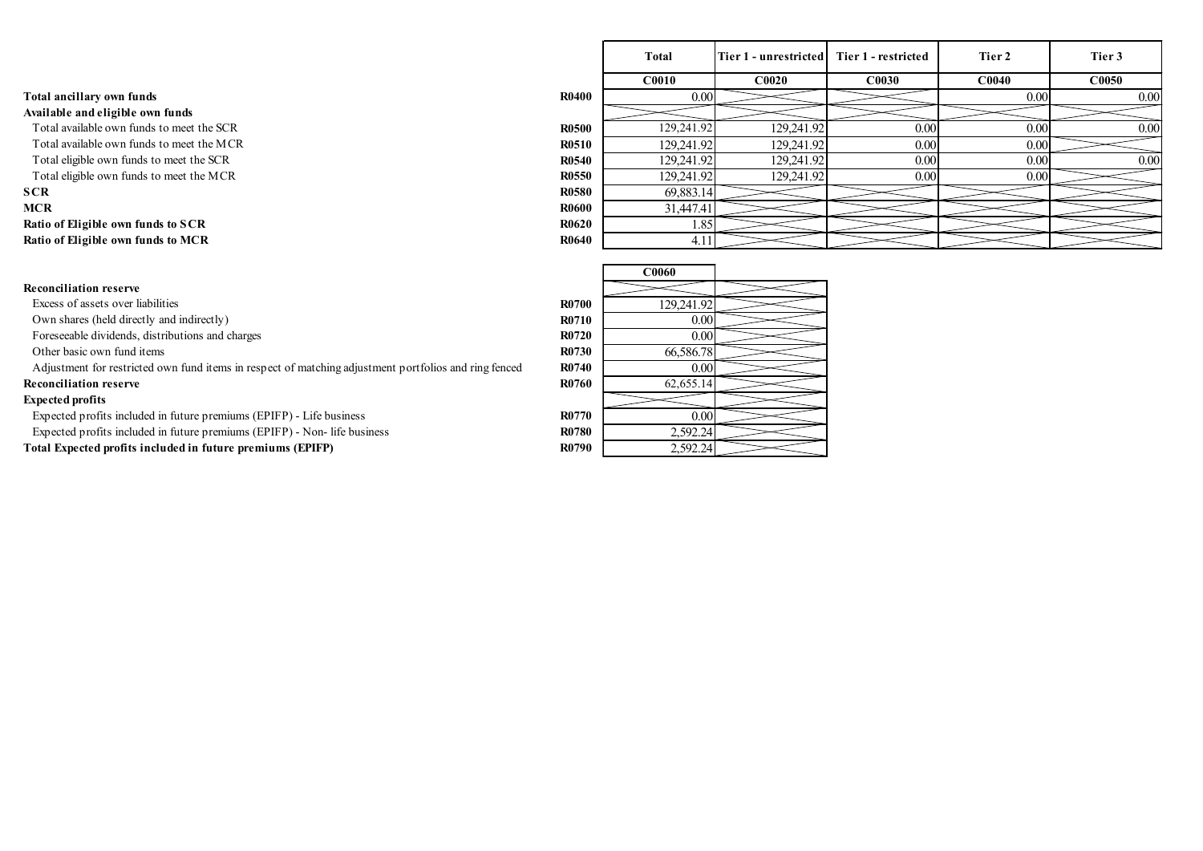| | | Total | Tier 1 - unrestricted | Tier 1 - restricted | Tier 2 | Tier 3 |
|---|---|---|---|---|---|---|
| | | C0010 | C0020 | C0030 | C0040 | C0050 |
| **Total ancillary own funds** | **R0400** | 0.00 | | | 0.00 | 0.00 |
| **Available and eligible own funds** | | | | | | |
| Total available own funds to meet the SCR | **R0500** | 129,241.92 | 129,241.92 | 0.00 | 0.00 | 0.00 |
| Total available own funds to meet the MCR | **R0510** | 129,241.92 | 129,241.92 | 0.00 | 0.00 | |
| Total eligible own funds to meet the SCR | **R0540** | 129,241.92 | 129,241.92 | 0.00 | 0.00 | 0.00 |
| Total eligible own funds to meet the MCR | **R0550** | 129,241.92 | 129,241.92 | 0.00 | 0.00 | |
| **SCR** | **R0580** | 69,883.14 | | | | |
| **MCR** | **R0600** | 31,447.41 | | | | |
| **Ratio of Eligible own funds to SCR** | **R0620** | 1.85 | | | | |
| **Ratio of Eligible own funds to MCR** | **R0640** | 4.11 | | | | |

| | | C0060 | |
|---|---|---|---|
| **Reconciliation reserve** | | | |
| Excess of assets over liabilities | **R0700** | 129,241.92 | |
| Own shares (held directly and indirectly) | **R0710** | 0.00 | |
| Foreseeable dividends, distributions and charges | **R0720** | 0.00 | |
| Other basic own fund items | **R0730** | 66,586.78 | |
| Adjustment for restricted own fund items in respect of matching adjustment portfolios and ring fenced | **R0740** | 0.00 | |
| **Reconciliation reserve** | **R0760** | 62,655.14 | |
| **Expected profits** | | | |
| Expected profits included in future premiums (EPIFP) - Life business | **R0770** | 0.00 | |
| Expected profits included in future premiums (EPIFP) - Non- life business | **R0780** | 2,592.24 | |
| **Total Expected profits included in future premiums (EPIFP)** | **R0790** | 2,592.24 | |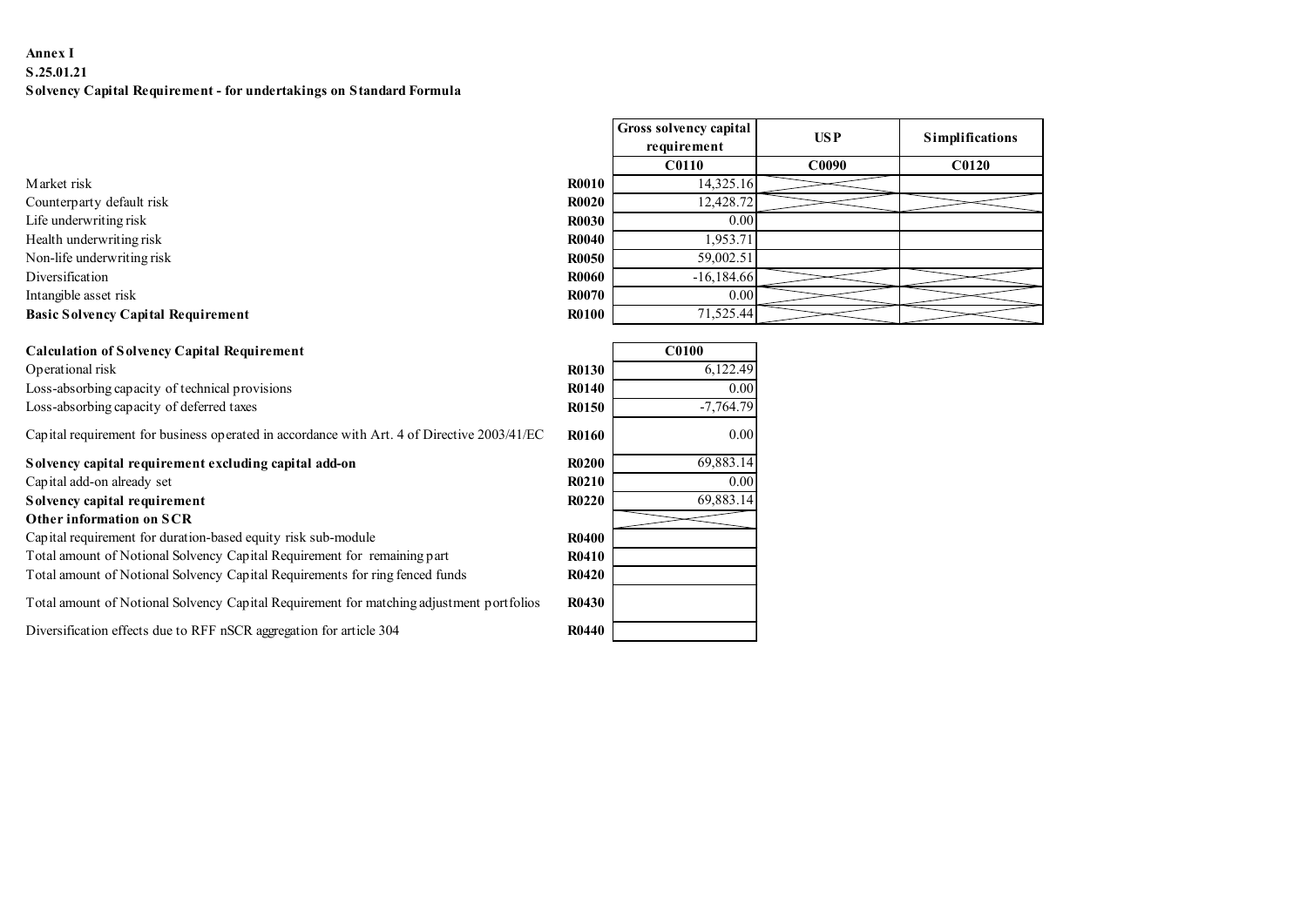**Annex I**
**S.25.01.21**
**Solvency Capital Requirement - for undertakings on Standard Formula**

| | | Gross solvency capital requirement | USP | Simplifications |
|---|---|---|---|---|
| | | C0110 | C0090 | C0120 |
| Market risk | R0010 | 14,325.16 | | |
| Counterparty default risk | R0020 | 12,428.72 | | |
| Life underwriting risk | R0030 | 0.00 | | |
| Health underwriting risk | R0040 | 1,953.71 | | |
| Non-life underwriting risk | R0050 | 59,002.51 | | |
| Diversification | R0060 | -16,184.66 | | |
| Intangible asset risk | R0070 | 0.00 | | |
| **Basic Solvency Capital Requirement** | R0100 | 71,525.44 | | |

| **Calculation of Solvency Capital Requirement** | | C0100 |
|---|---|---|
| Operational risk | R0130 | 6,122.49 |
| Loss-absorbing capacity of technical provisions | R0140 | 0.00 |
| Loss-absorbing capacity of deferred taxes | R0150 | -7,764.79 |
| Capital requirement for business operated in accordance with Art. 4 of Directive 2003/41/EC | R0160 | 0.00 |
| **Solvency capital requirement excluding capital add-on** | R0200 | 69,883.14 |
| Capital add-on already set | R0210 | 0.00 |
| **Solvency capital requirement** | R0220 | 69,883.14 |
| **Other information on SCR** | | |
| Capital requirement for duration-based equity risk sub-module | R0400 | |
| Total amount of Notional Solvency Capital Requirement for remaining part | R0410 | |
| Total amount of Notional Solvency Capital Requirements for ring fenced funds | R0420 | |
| Total amount of Notional Solvency Capital Requirement for matching adjustment portfolios | R0430 | |
| Diversification effects due to RFF nSCR aggregation for article 304 | R0440 | |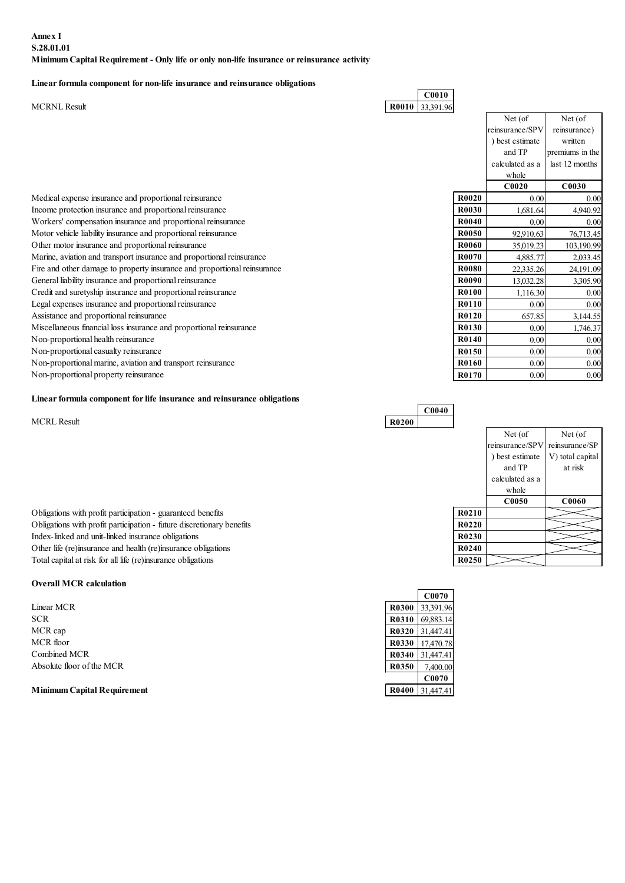**Annex I**
**S.28.01.01**
**Minimum Capital Requirement - Only life or only non-life insurance or reinsurance activity**

**Linear formula component for non-life insurance and reinsurance obligations**

| | | C0010 |
|---|---|---|
| MCRNL Result | R0010 | 33,391.96 |

| | | Net (of reinsurance/SPV) best estimate and TP calculated as a whole | Net (of reinsurance) written premiums in the last 12 months |
|---|---|---|---|
| | | C0020 | C0030 |
| Medical expense insurance and proportional reinsurance | R0020 | 0.00 | 0.00 |
| Income protection insurance and proportional reinsurance | R0030 | 1,681.64 | 4,940.92 |
| Workers' compensation insurance and proportional reinsurance | R0040 | 0.00 | 0.00 |
| Motor vehicle liability insurance and proportional reinsurance | R0050 | 92,910.63 | 76,713.45 |
| Other motor insurance and proportional reinsurance | R0060 | 35,019.23 | 103,190.99 |
| Marine, aviation and transport insurance and proportional reinsurance | R0070 | 4,885.77 | 2,033.45 |
| Fire and other damage to property insurance and proportional reinsurance | R0080 | 22,335.26 | 24,191.09 |
| General liability insurance and proportional reinsurance | R0090 | 13,032.28 | 3,305.90 |
| Credit and suretyship insurance and proportional reinsurance | R0100 | 1,116.30 | 0.00 |
| Legal expenses insurance and proportional reinsurance | R0110 | 0.00 | 0.00 |
| Assistance and proportional reinsurance | R0120 | 657.85 | 3,144.55 |
| Miscellaneous financial loss insurance and proportional reinsurance | R0130 | 0.00 | 1,746.37 |
| Non-proportional health reinsurance | R0140 | 0.00 | 0.00 |
| Non-proportional casualty reinsurance | R0150 | 0.00 | 0.00 |
| Non-proportional marine, aviation and transport reinsurance | R0160 | 0.00 | 0.00 |
| Non-proportional property reinsurance | R0170 | 0.00 | 0.00 |

**Linear formula component for life insurance and reinsurance obligations**

| | | C0040 |
|---|---|---|
| MCRL Result | R0200 | |

| | | Net (of reinsurance/SPV) best estimate and TP calculated as a whole | Net (of reinsurance/SPV) total capital at risk |
|---|---|---|---|
| | | C0050 | C0060 |
| Obligations with profit participation - guaranteed benefits | R0210 | | |
| Obligations with profit participation - future discretionary benefits | R0220 | | |
| Index-linked and unit-linked insurance obligations | R0230 | | |
| Other life (re)insurance and health (re)insurance obligations | R0240 | | |
| Total capital at risk for all life (re)insurance obligations | R0250 | | |

**Overall MCR calculation**

| | | C0070 |
|---|---|---|
| Linear MCR | R0300 | 33,391.96 |
| SCR | R0310 | 69,883.14 |
| MCR cap | R0320 | 31,447.41 |
| MCR floor | R0330 | 17,470.78 |
| Combined MCR | R0340 | 31,447.41 |
| Absolute floor of the MCR | R0350 | 7,400.00 |
| | | C0070 |
| **Minimum Capital Requirement** | R0400 | 31,447.41 |